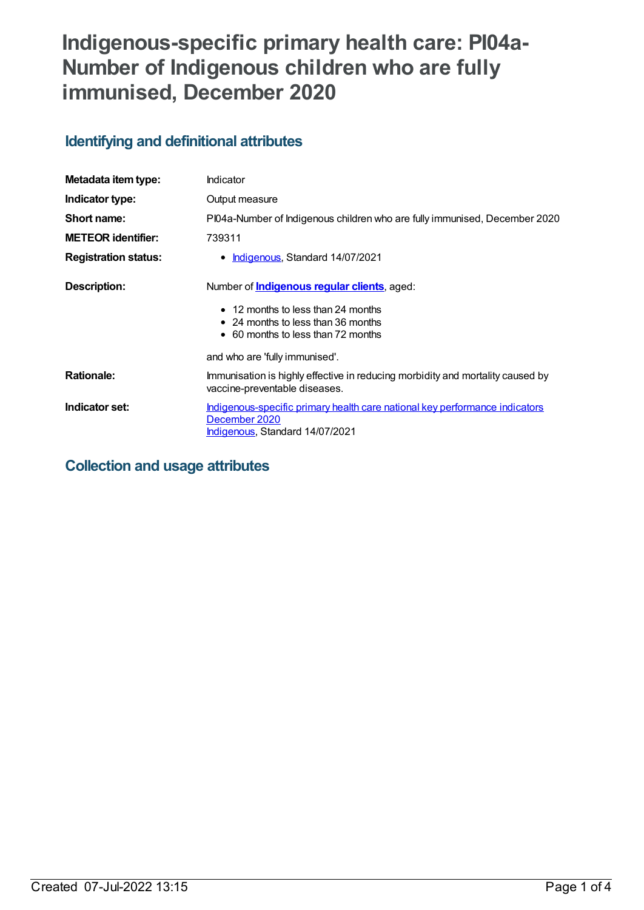# Indigenous-specific primary health care: PI04a-Number of Indigenous children who are fully immunised, December 2020

## Identifying and definitional attributes

| | |
|---|---|
| **Metadata item type:** | Indicator |
| **Indicator type:** | Output measure |
| **Short name:** | PI04a-Number of Indigenous children who are fully immunised, December 2020 |
| **METEOR identifier:** | 739311 |
| **Registration status:** | • Indigenous, Standard 14/07/2021 |
| **Description:** | Number of **Indigenous regular clients**, aged:<br>• 12 months to less than 24 months<br>• 24 months to less than 36 months<br>• 60 months to less than 72 months<br><br>and who are 'fully immunised'. |
| **Rationale:** | Immunisation is highly effective in reducing morbidity and mortality caused by vaccine-preventable diseases. |
| **Indicator set:** | Indigenous-specific primary health care national key performance indicators December 2020<br>Indigenous, Standard 14/07/2021 |

## Collection and usage attributes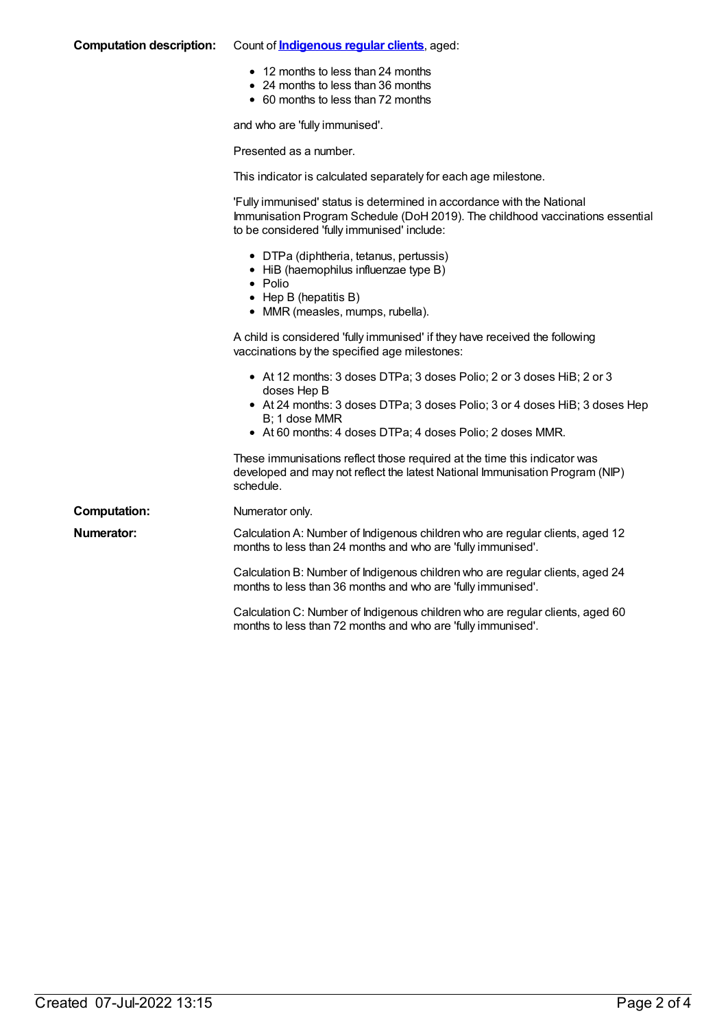**Computation description:** Count of **Indigenous regular clients**, aged:

- 12 months to less than 24 months
- 24 months to less than 36 months
- 60 months to less than 72 months

and who are 'fully immunised'.

Presented as a number.

This indicator is calculated separately for each age milestone.

'Fully immunised' status is determined in accordance with the National Immunisation Program Schedule (DoH 2019). The childhood vaccinations essential to be considered 'fully immunised' include:

- DTPa (diphtheria, tetanus, pertussis)
- HiB (haemophilus influenzae type B)
- Polio
- Hep B (hepatitis B)
- MMR (measles, mumps, rubella).

A child is considered 'fully immunised' if they have received the following vaccinations by the specified age milestones:

- At 12 months: 3 doses DTPa; 3 doses Polio; 2 or 3 doses HiB; 2 or 3 doses Hep B
- At 24 months: 3 doses DTPa; 3 doses Polio; 3 or 4 doses HiB; 3 doses Hep B; 1 dose MMR
- At 60 months: 4 doses DTPa; 4 doses Polio; 2 doses MMR.

These immunisations reflect those required at the time this indicator was developed and may not reflect the latest National Immunisation Program (NIP) schedule.

**Computation:** Numerator only.

**Numerator:** Calculation A: Number of Indigenous children who are regular clients, aged 12 months to less than 24 months and who are 'fully immunised'.

Calculation B: Number of Indigenous children who are regular clients, aged 24 months to less than 36 months and who are 'fully immunised'.

Calculation C: Number of Indigenous children who are regular clients, aged 60 months to less than 72 months and who are 'fully immunised'.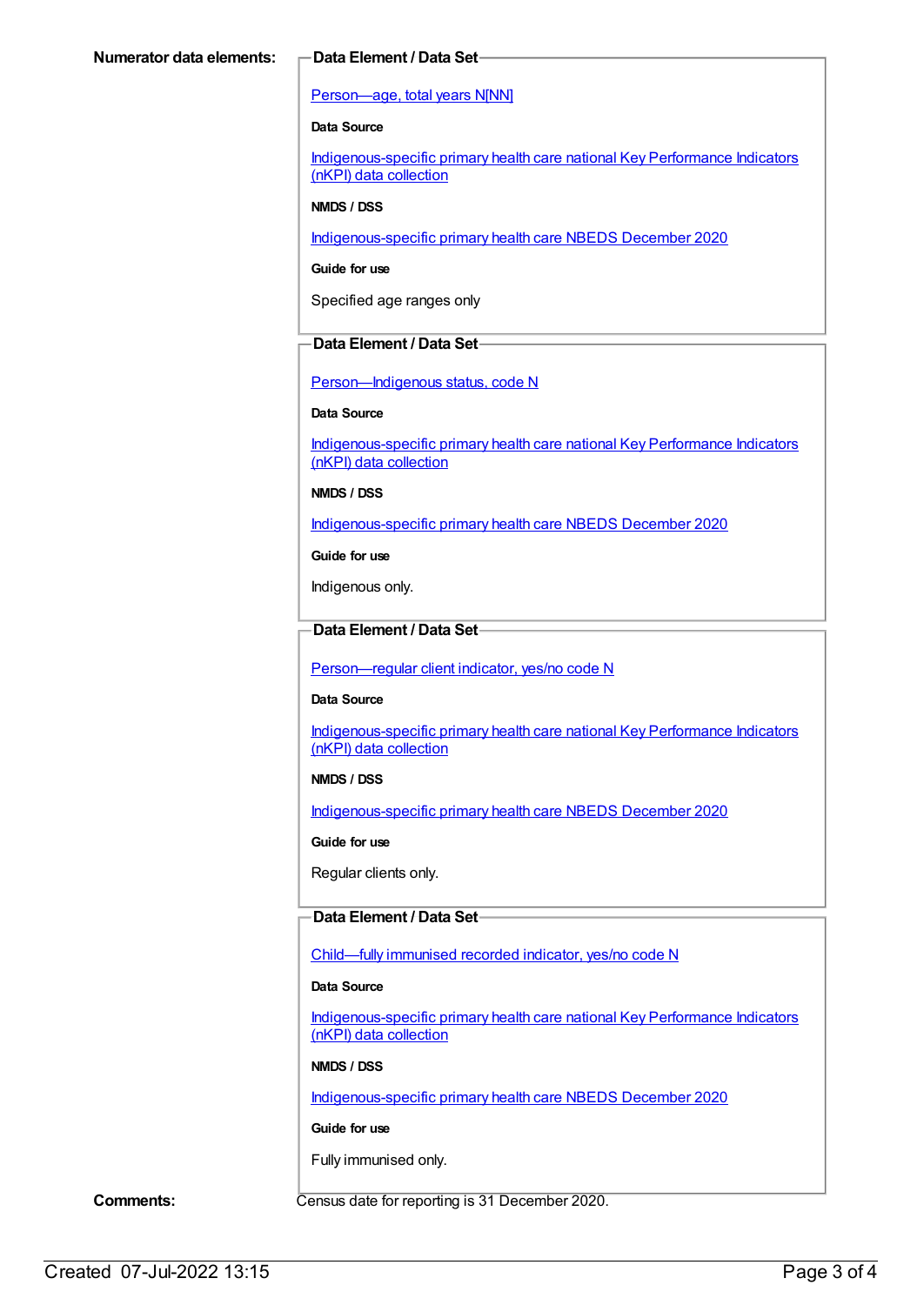**Numerator data elements:**

**Data Element / Data Set**

Person—age, total years N[NN]

**Data Source**

Indigenous-specific primary health care national Key Performance Indicators (nKPI) data collection

**NMDS / DSS**

Indigenous-specific primary health care NBEDS December 2020

**Guide for use**

Specified age ranges only

**Data Element / Data Set**

Person—Indigenous status, code N

**Data Source**

Indigenous-specific primary health care national Key Performance Indicators (nKPI) data collection

**NMDS / DSS**

Indigenous-specific primary health care NBEDS December 2020

**Guide for use**

Indigenous only.

**Data Element / Data Set**

Person—regular client indicator, yes/no code N

**Data Source**

Indigenous-specific primary health care national Key Performance Indicators (nKPI) data collection

**NMDS / DSS**

Indigenous-specific primary health care NBEDS December 2020

**Guide for use**

Regular clients only.

**Data Element / Data Set**

Child—fully immunised recorded indicator, yes/no code N

**Data Source**

Indigenous-specific primary health care national Key Performance Indicators (nKPI) data collection

**NMDS / DSS**

Indigenous-specific primary health care NBEDS December 2020

**Guide for use**

Fully immunised only.

**Comments:**

Census date for reporting is 31 December 2020.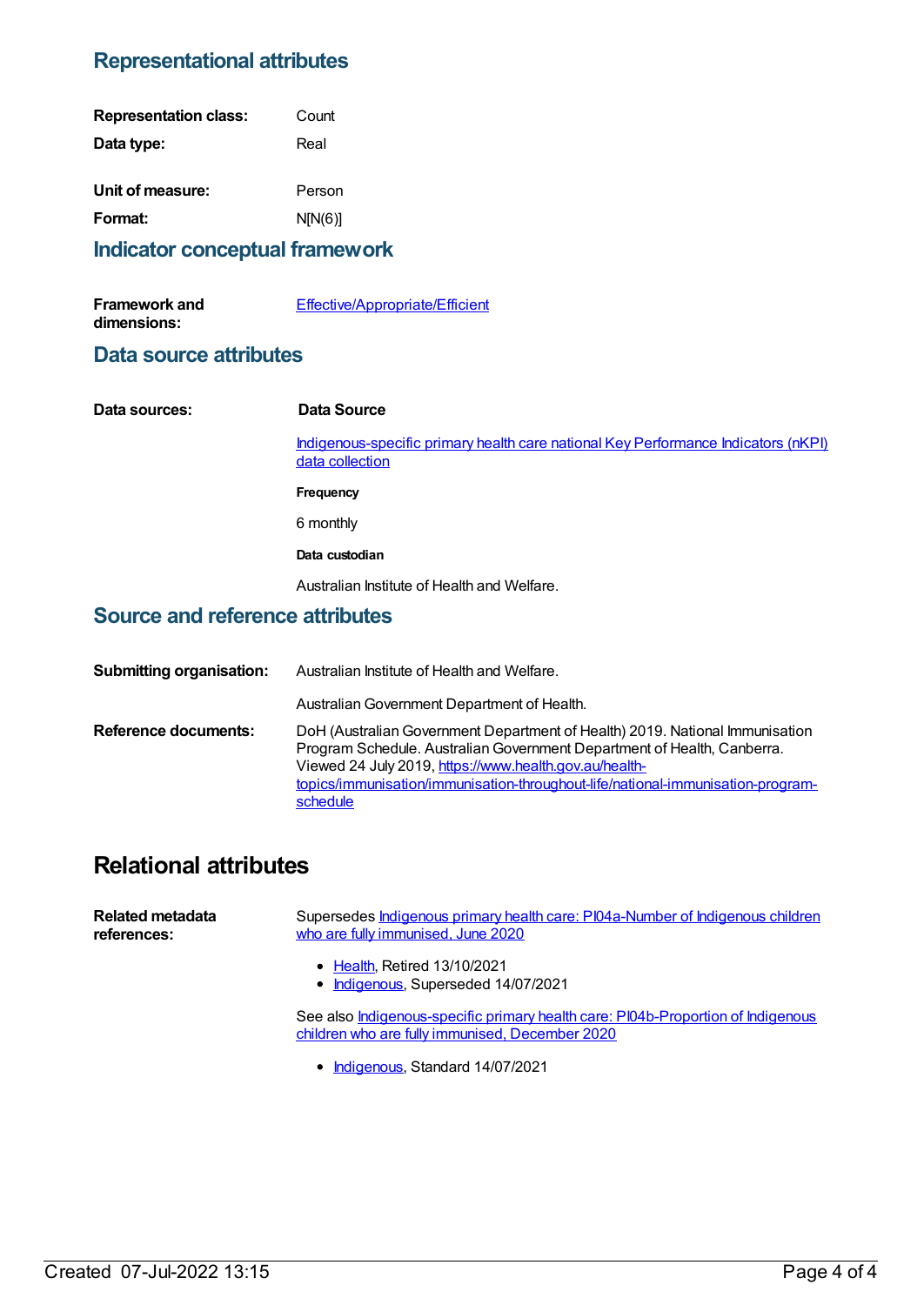## Representational attributes

**Representation class:** Count

**Data type:** Real

**Unit of measure:** Person

**Format:** N[N(6)]

## Indicator conceptual framework

**Framework and dimensions:** Effective/Appropriate/Efficient

## Data source attributes

**Data sources:**

**Data Source**

Indigenous-specific primary health care national Key Performance Indicators (nKPI) data collection

**Frequency**

6 monthly

**Data custodian**

Australian Institute of Health and Welfare.

## Source and reference attributes

**Submitting organisation:** Australian Institute of Health and Welfare.

Australian Government Department of Health.

**Reference documents:** DoH (Australian Government Department of Health) 2019. National Immunisation Program Schedule. Australian Government Department of Health, Canberra. Viewed 24 July 2019, https://www.health.gov.au/health-topics/immunisation/immunisation-throughout-life/national-immunisation-program-schedule

# Relational attributes

**Related metadata references:**

Supersedes Indigenous primary health care: PI04a-Number of Indigenous children who are fully immunised, June 2020

- Health, Retired 13/10/2021
- Indigenous, Superseded 14/07/2021

See also Indigenous-specific primary health care: PI04b-Proportion of Indigenous children who are fully immunised, December 2020

- Indigenous, Standard 14/07/2021